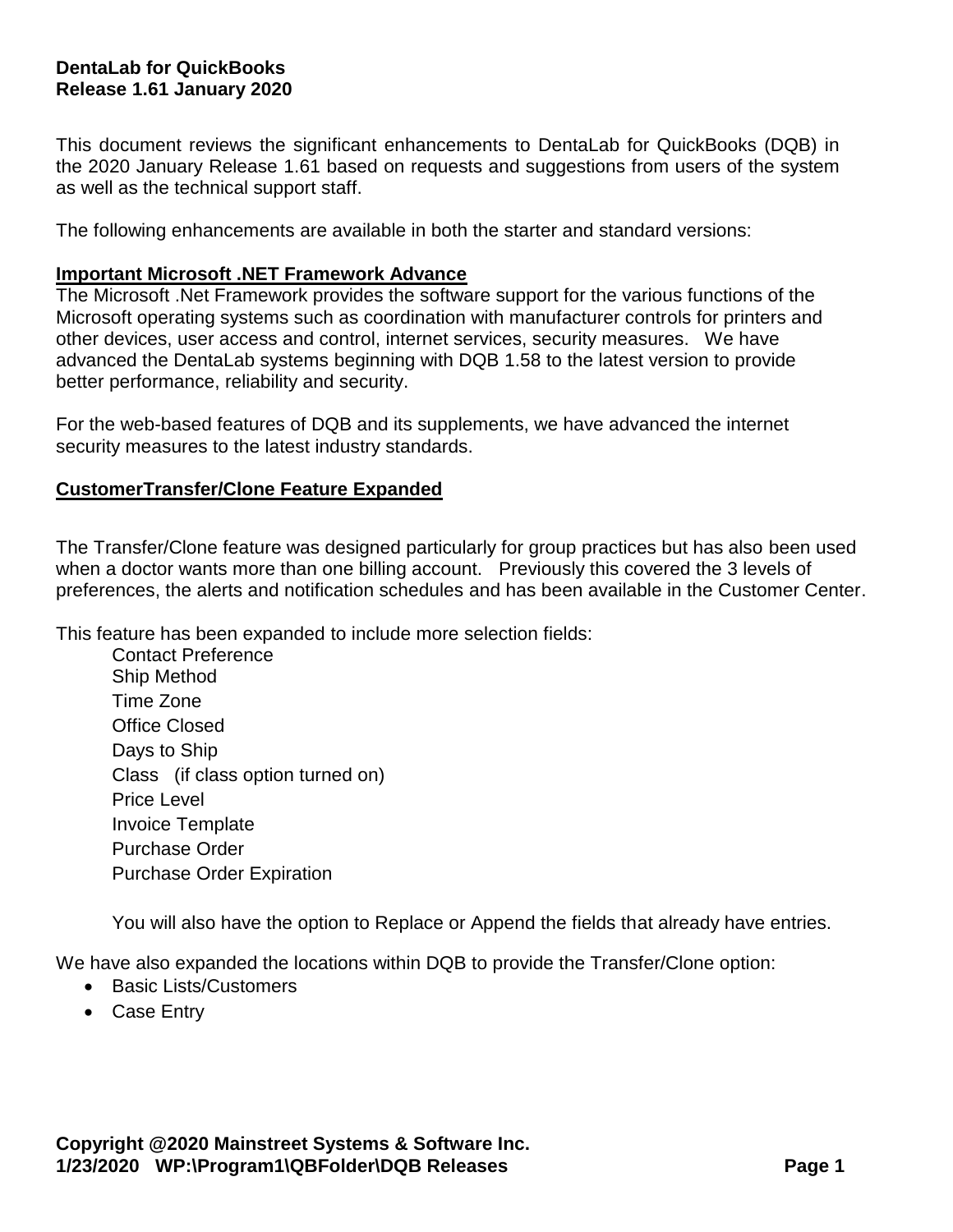**DentaLab for QuickBooks**
**Release 1.61 January 2020**

This document reviews the significant enhancements to DentaLab for QuickBooks (DQB) in the 2020 January Release 1.61 based on requests and suggestions from users of the system as well as the technical support staff.

The following enhancements are available in both the starter and standard versions:

**Important Microsoft .NET Framework Advance**

The Microsoft .Net Framework provides the software support for the various functions of the Microsoft operating systems such as coordination with manufacturer controls for printers and other devices, user access and control, internet services, security measures. We have advanced the DentaLab systems beginning with DQB 1.58 to the latest version to provide better performance, reliability and security.

For the web-based features of DQB and its supplements, we have advanced the internet security measures to the latest industry standards.

**CustomerTransfer/Clone Feature Expanded**

The Transfer/Clone feature was designed particularly for group practices but has also been used when a doctor wants more than one billing account. Previously this covered the 3 levels of preferences, the alerts and notification schedules and has been available in the Customer Center.

This feature has been expanded to include more selection fields:

- Contact Preference
- Ship Method
- Time Zone
- Office Closed
- Days to Ship
- Class (if class option turned on)
- Price Level
- Invoice Template
- Purchase Order
- Purchase Order Expiration

You will also have the option to Replace or Append the fields that already have entries.

We have also expanded the locations within DQB to provide the Transfer/Clone option:

- Basic Lists/Customers
- Case Entry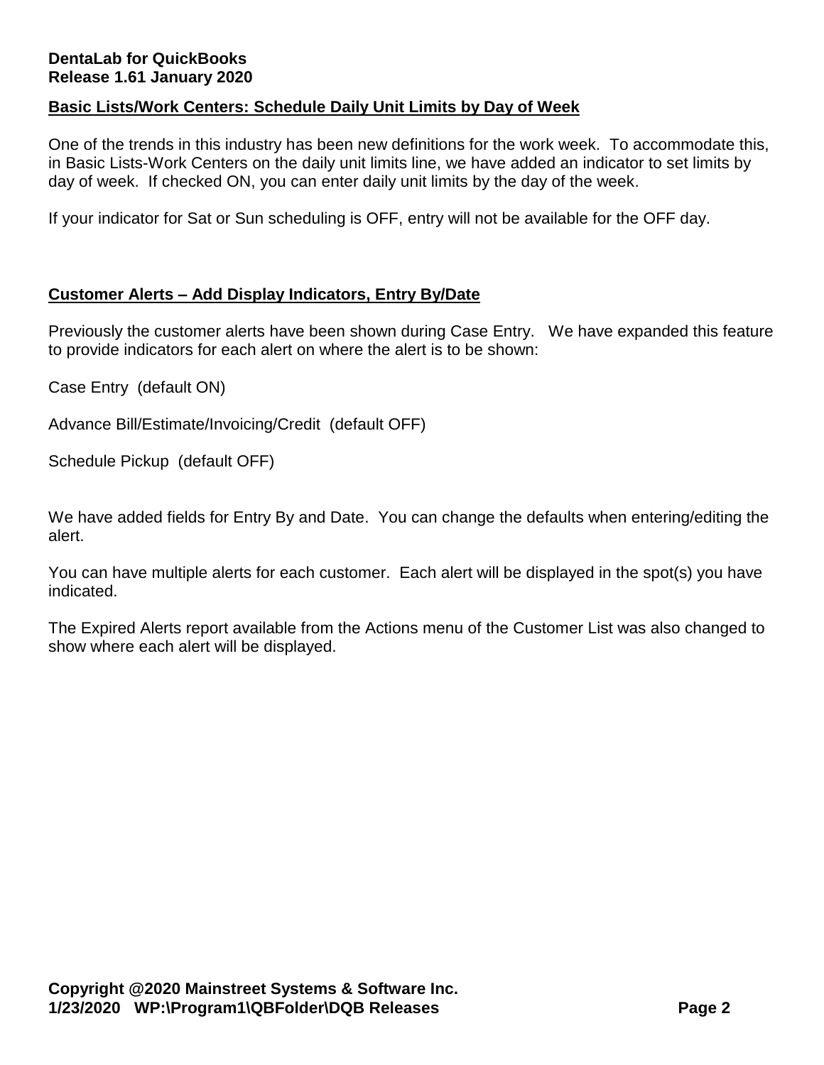## Basic Lists/Work Centers: Schedule Daily Unit Limits by Day of Week

One of the trends in this industry has been new definitions for the work week. To accommodate this, in Basic Lists-Work Centers on the daily unit limits line, we have added an indicator to set limits by day of week. If checked ON, you can enter daily unit limits by the day of the week.

If your indicator for Sat or Sun scheduling is OFF, entry will not be available for the OFF day.

## Customer Alerts – Add Display Indicators, Entry By/Date

Previously the customer alerts have been shown during Case Entry. We have expanded this feature to provide indicators for each alert on where the alert is to be shown:

Case Entry (default ON)

Advance Bill/Estimate/Invoicing/Credit (default OFF)

Schedule Pickup (default OFF)

We have added fields for Entry By and Date. You can change the defaults when entering/editing the alert.

You can have multiple alerts for each customer. Each alert will be displayed in the spot(s) you have indicated.

The Expired Alerts report available from the Actions menu of the Customer List was also changed to show where each alert will be displayed.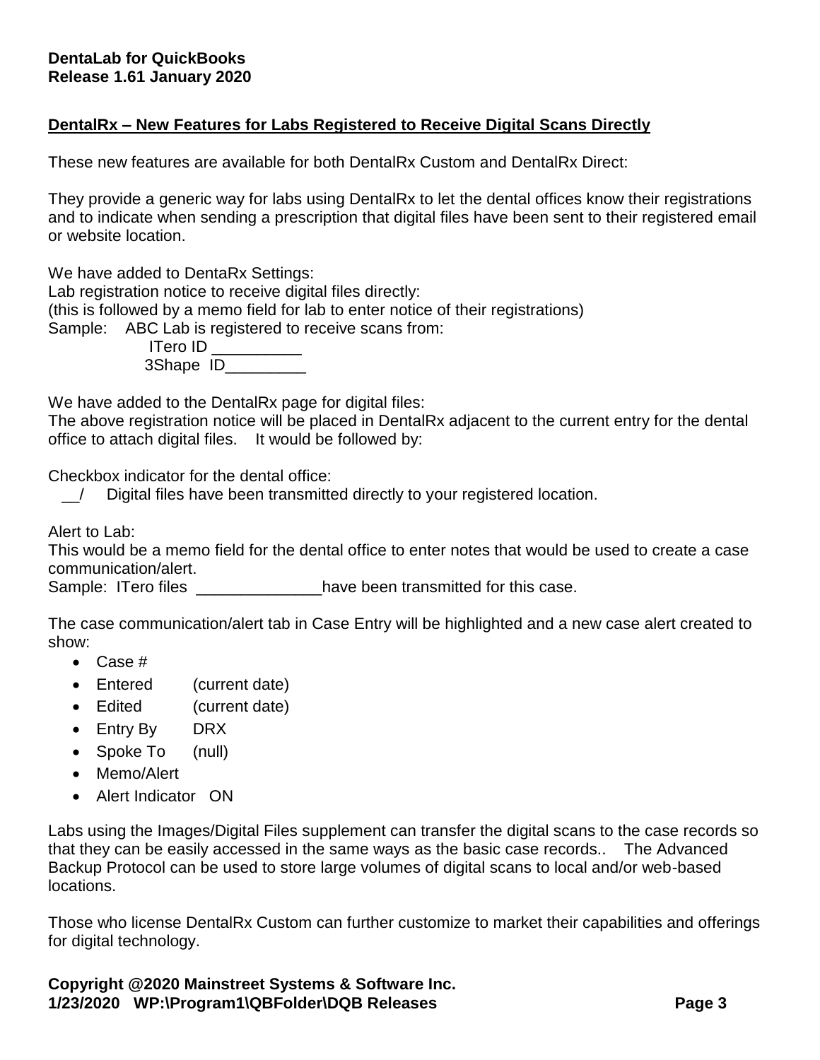**DentaLab for QuickBooks**
**Release 1.61 January 2020**

## DentalRx – New Features for Labs Registered to Receive Digital Scans Directly

These new features are available for both DentalRx Custom and DentalRx Direct:

They provide a generic way for labs using DentalRx to let the dental offices know their registrations and to indicate when sending a prescription that digital files have been sent to their registered email or website location.

We have added to DentaRx Settings:
Lab registration notice to receive digital files directly:
(this is followed by a memo field for lab to enter notice of their registrations)
Sample: ABC Lab is registered to receive scans from:
ITero ID __________
3Shape ID_________

We have added to the DentalRx page for digital files:
The above registration notice will be placed in DentalRx adjacent to the current entry for the dental office to attach digital files. It would be followed by:

Checkbox indicator for the dental office:
__/ Digital files have been transmitted directly to your registered location.

Alert to Lab:
This would be a memo field for the dental office to enter notes that would be used to create a case communication/alert.
Sample: ITero files ______________have been transmitted for this case.

The case communication/alert tab in Case Entry will be highlighted and a new case alert created to show:

- Case #
- Entered (current date)
- Edited (current date)
- Entry By DRX
- Spoke To (null)
- Memo/Alert
- Alert Indicator ON

Labs using the Images/Digital Files supplement can transfer the digital scans to the case records so that they can be easily accessed in the same ways as the basic case records.. The Advanced Backup Protocol can be used to store large volumes of digital scans to local and/or web-based locations.

Those who license DentalRx Custom can further customize to market their capabilities and offerings for digital technology.

**Copyright @2020 Mainstreet Systems & Software Inc.**
**1/23/2020 WP:\Program1\QBFolder\DQB Releases**